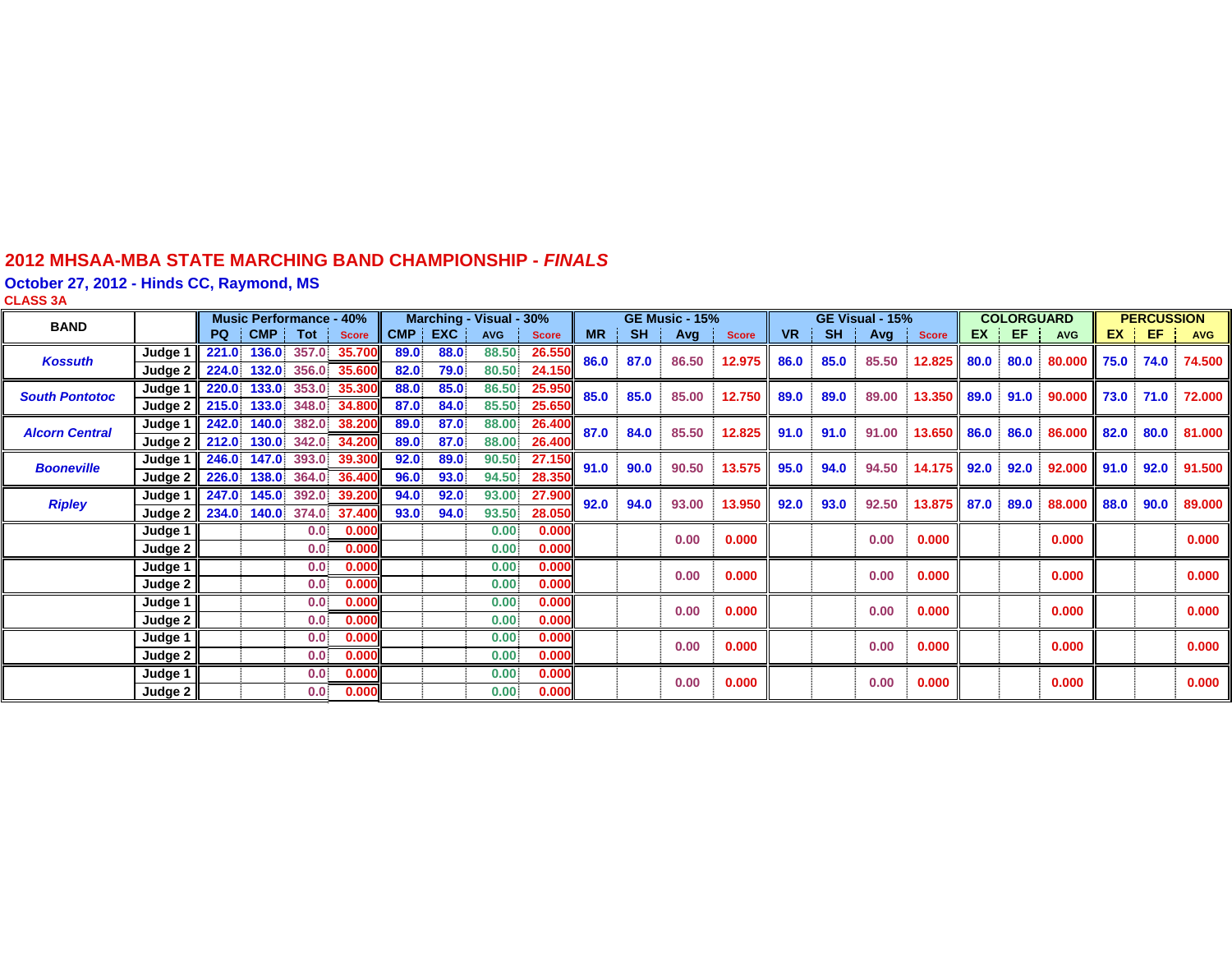# 2012 MHSAA-MBA STATE MARCHING BAND CHAMPIONSHIP - *FINALS*

## October 27, 2012 - Hinds CC, Raymond, MS

### CLASS 3A

| BAND | | Music Performance - 40% | | | | Marching - Visual - 30% | | | | GE Music - 15% | | | | GE Visual - 15% | | | | COLORGUARD | | | PERCUSSION | | |
|---|---|---|---|---|---|---|---|---|---|---|---|---|---|---|---|---|---|---|---|---|---|---|---|
| | | PQ | CMP | Tot | Score | CMP | EXC | AVG | Score | MR | SH | Avg | Score | VR | SH | Avg | Score | EX | EF | AVG | EX | EF | AVG |
| **Kossuth** | Judge 1 | 221.0 | 136.0 | 357.0 | 35.700 | 89.0 | 88.0 | 88.50 | 26.550 | 86.0 | 87.0 | 86.50 | 12.975 | 86.0 | 85.0 | 85.50 | 12.825 | 80.0 | 80.0 | 80.000 | 75.0 | 74.0 | 74.500 |
| | Judge 2 | 224.0 | 132.0 | 356.0 | 35.600 | 82.0 | 79.0 | 80.50 | 24.150 | | | | | | | | | | | | | | |
| **South Pontotoc** | Judge 1 | 220.0 | 133.0 | 353.0 | 35.300 | 88.0 | 85.0 | 86.50 | 25.950 | 85.0 | 85.0 | 85.00 | 12.750 | 89.0 | 89.0 | 89.00 | 13.350 | 89.0 | 91.0 | 90.000 | 73.0 | 71.0 | 72.000 |
| | Judge 2 | 215.0 | 133.0 | 348.0 | 34.800 | 87.0 | 84.0 | 85.50 | 25.650 | | | | | | | | | | | | | | |
| **Alcorn Central** | Judge 1 | 242.0 | 140.0 | 382.0 | 38.200 | 89.0 | 87.0 | 88.00 | 26.400 | 87.0 | 84.0 | 85.50 | 12.825 | 91.0 | 91.0 | 91.00 | 13.650 | 86.0 | 86.0 | 86.000 | 82.0 | 80.0 | 81.000 |
| | Judge 2 | 212.0 | 130.0 | 342.0 | 34.200 | 89.0 | 87.0 | 88.00 | 26.400 | | | | | | | | | | | | | | |
| **Booneville** | Judge 1 | 246.0 | 147.0 | 393.0 | 39.300 | 92.0 | 89.0 | 90.50 | 27.150 | 91.0 | 90.0 | 90.50 | 13.575 | 95.0 | 94.0 | 94.50 | 14.175 | 92.0 | 92.0 | 92.000 | 91.0 | 92.0 | 91.500 |
| | Judge 2 | 226.0 | 138.0 | 364.0 | 36.400 | 96.0 | 93.0 | 94.50 | 28.350 | | | | | | | | | | | | | | |
| **Ripley** | Judge 1 | 247.0 | 145.0 | 392.0 | 39.200 | 94.0 | 92.0 | 93.00 | 27.900 | 92.0 | 94.0 | 93.00 | 13.950 | 92.0 | 93.0 | 92.50 | 13.875 | 87.0 | 89.0 | 88.000 | 88.0 | 90.0 | 89.000 |
| | Judge 2 | 234.0 | 140.0 | 374.0 | 37.400 | 93.0 | 94.0 | 93.50 | 28.050 | | | | | | | | | | | | | | |
| | Judge 1 | | | 0.0 | 0.000 | | | 0.00 | 0.000 | | | 0.00 | 0.000 | | | 0.00 | 0.000 | | | 0.000 | | | 0.000 |
| | Judge 2 | | | 0.0 | 0.000 | | | 0.00 | 0.000 | | | | | | | | | | | | | | |
| | Judge 1 | | | 0.0 | 0.000 | | | 0.00 | 0.000 | | | 0.00 | 0.000 | | | 0.00 | 0.000 | | | 0.000 | | | 0.000 |
| | Judge 2 | | | 0.0 | 0.000 | | | 0.00 | 0.000 | | | | | | | | | | | | | | |
| | Judge 1 | | | 0.0 | 0.000 | | | 0.00 | 0.000 | | | 0.00 | 0.000 | | | 0.00 | 0.000 | | | 0.000 | | | 0.000 |
| | Judge 2 | | | 0.0 | 0.000 | | | 0.00 | 0.000 | | | | | | | | | | | | | | |
| | Judge 1 | | | 0.0 | 0.000 | | | 0.00 | 0.000 | | | 0.00 | 0.000 | | | 0.00 | 0.000 | | | 0.000 | | | 0.000 |
| | Judge 2 | | | 0.0 | 0.000 | | | 0.00 | 0.000 | | | | | | | | | | | | | | |
| | Judge 1 | | | 0.0 | 0.000 | | | 0.00 | 0.000 | | | 0.00 | 0.000 | | | 0.00 | 0.000 | | | 0.000 | | | 0.000 |
| | Judge 2 | | | 0.0 | 0.000 | | | 0.00 | 0.000 | | | | | | | | | | | | | | |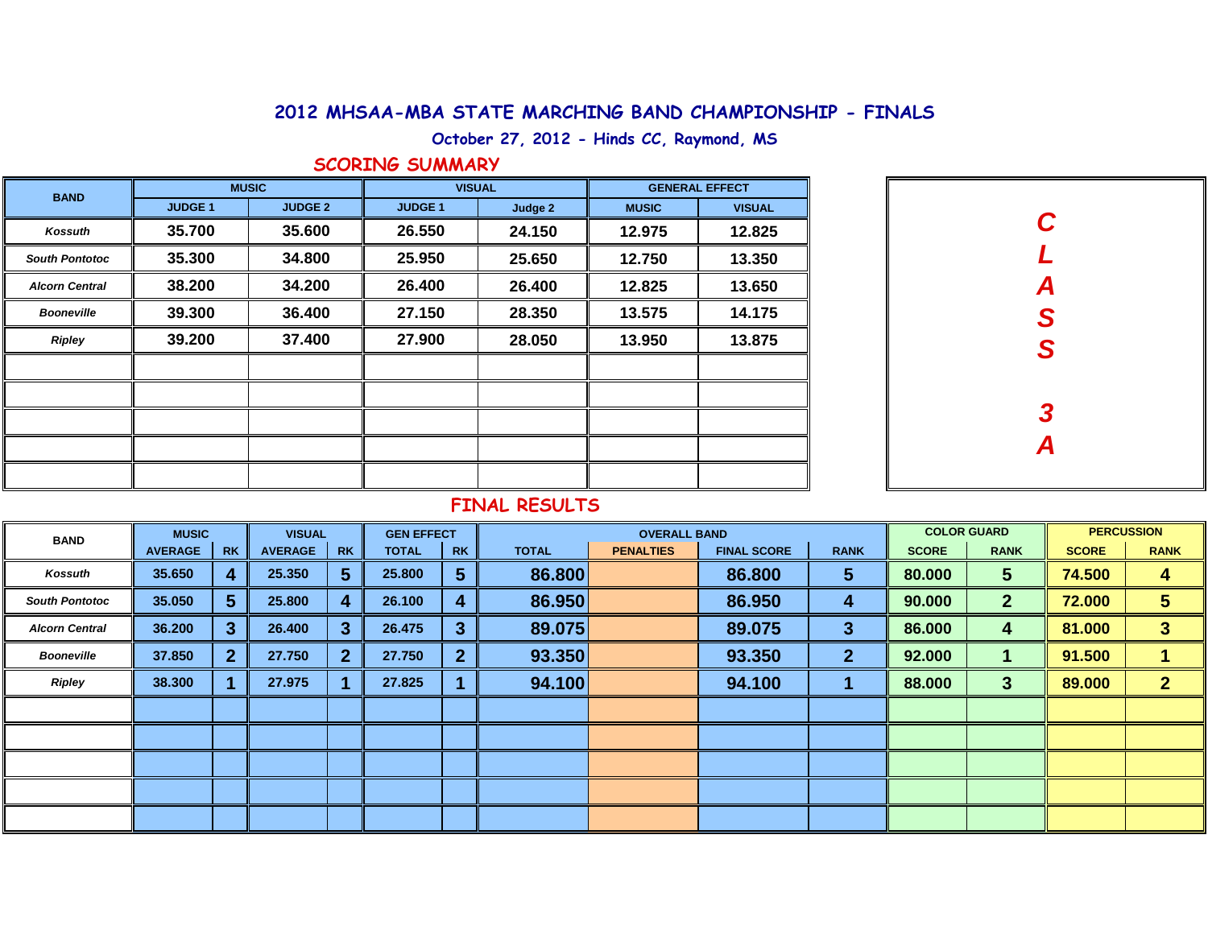# 2012 MHSAA-MBA STATE MARCHING BAND CHAMPIONSHIP - FINALS

October 27, 2012 - Hinds CC, Raymond, MS

## SCORING SUMMARY

| BAND | MUSIC | | VISUAL | | GENERAL EFFECT | |
|---|---|---|---|---|---|---|
| | JUDGE 1 | JUDGE 2 | JUDGE 1 | Judge 2 | MUSIC | VISUAL |
| *Kossuth* | 35.700 | 35.600 | 26.550 | 24.150 | 12.975 | 12.825 |
| *South Pontotoc* | 35.300 | 34.800 | 25.950 | 25.650 | 12.750 | 13.350 |
| *Alcorn Central* | 38.200 | 34.200 | 26.400 | 26.400 | 12.825 | 13.650 |
| *Booneville* | 39.300 | 36.400 | 27.150 | 28.350 | 13.575 | 14.175 |
| *Ripley* | 39.200 | 37.400 | 27.900 | 28.050 | 13.950 | 13.875 |

**CLASS 3A**

## FINAL RESULTS

| BAND | MUSIC | | VISUAL | | GEN EFFECT | | OVERALL BAND | | | | COLOR GUARD | | PERCUSSION | |
|---|---|---|---|---|---|---|---|---|---|---|---|---|---|---|
| | AVERAGE | RK | AVERAGE | RK | TOTAL | RK | TOTAL | PENALTIES | FINAL SCORE | RANK | SCORE | RANK | SCORE | RANK |
| *Kossuth* | 35.650 | 4 | 25.350 | 5 | 25.800 | 5 | 86.800 | | 86.800 | 5 | 80.000 | 5 | 74.500 | 4 |
| *South Pontotoc* | 35.050 | 5 | 25.800 | 4 | 26.100 | 4 | 86.950 | | 86.950 | 4 | 90.000 | 2 | 72.000 | 5 |
| *Alcorn Central* | 36.200 | 3 | 26.400 | 3 | 26.475 | 3 | 89.075 | | 89.075 | 3 | 86.000 | 4 | 81.000 | 3 |
| *Booneville* | 37.850 | 2 | 27.750 | 2 | 27.750 | 2 | 93.350 | | 93.350 | 2 | 92.000 | 1 | 91.500 | 1 |
| *Ripley* | 38.300 | 1 | 27.975 | 1 | 27.825 | 1 | 94.100 | | 94.100 | 1 | 88.000 | 3 | 89.000 | 2 |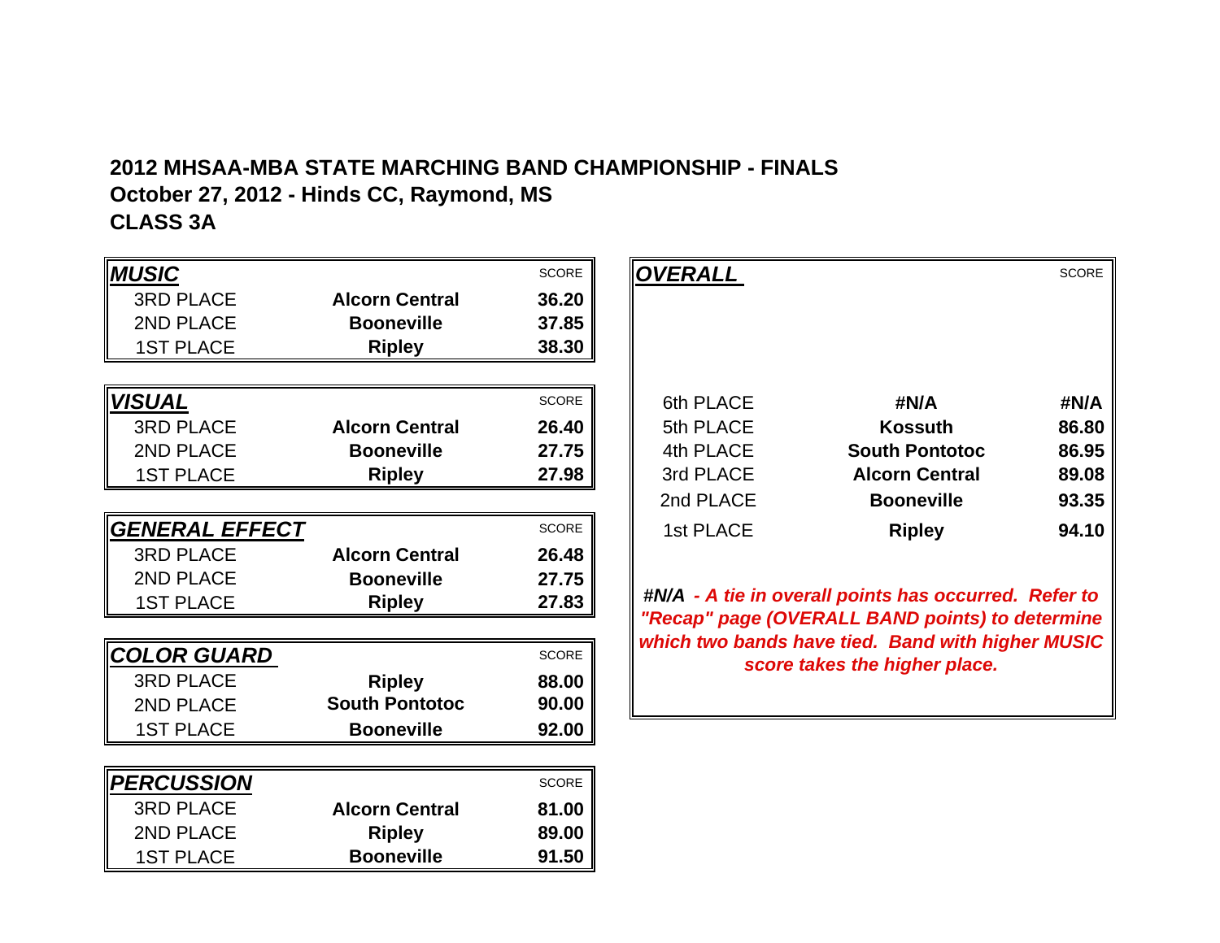**2012 MHSAA-MBA STATE MARCHING BAND CHAMPIONSHIP - FINALS**
**October 27, 2012 - Hinds CC, Raymond, MS**
**CLASS 3A**

| ***MUSIC*** | | SCORE |
|---|---|---|
| 3RD PLACE | **Alcorn Central** | **36.20** |
| 2ND PLACE | **Booneville** | **37.85** |
| 1ST PLACE | **Ripley** | **38.30** |

| ***VISUAL*** | | SCORE |
|---|---|---|
| 3RD PLACE | **Alcorn Central** | **26.40** |
| 2ND PLACE | **Booneville** | **27.75** |
| 1ST PLACE | **Ripley** | **27.98** |

| ***GENERAL EFFECT*** | | SCORE |
|---|---|---|
| 3RD PLACE | **Alcorn Central** | **26.48** |
| 2ND PLACE | **Booneville** | **27.75** |
| 1ST PLACE | **Ripley** | **27.83** |

| ***COLOR GUARD*** | | SCORE |
|---|---|---|
| 3RD PLACE | **Ripley** | **88.00** |
| 2ND PLACE | **South Pontotoc** | **90.00** |
| 1ST PLACE | **Booneville** | **92.00** |

| ***PERCUSSION*** | | SCORE |
|---|---|---|
| 3RD PLACE | **Alcorn Central** | **81.00** |
| 2ND PLACE | **Ripley** | **89.00** |
| 1ST PLACE | **Booneville** | **91.50** |

| ***OVERALL*** | | SCORE |
|---|---|---|
| 6th PLACE | **#N/A** | **#N/A** |
| 5th PLACE | **Kossuth** | **86.80** |
| 4th PLACE | **South Pontotoc** | **86.95** |
| 3rd PLACE | **Alcorn Central** | **89.08** |
| 2nd PLACE | **Booneville** | **93.35** |
| 1st PLACE | **Ripley** | **94.10** |

***#N/A - A tie in overall points has occurred. Refer to "Recap" page (OVERALL BAND points) to determine which two bands have tied. Band with higher MUSIC score takes the higher place.***